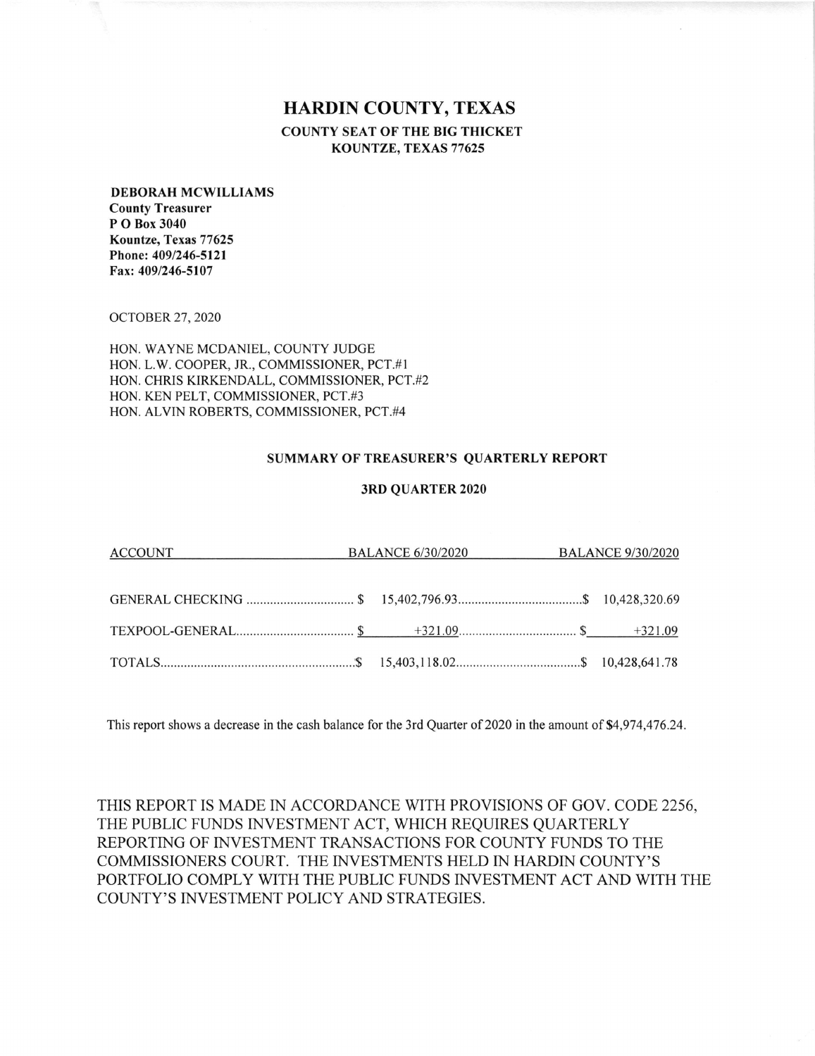# HARDIN COUNTY, TEXAS

**COUNTY SEAT OF THE BIG THICKET**
**KOUNTZE, TEXAS 77625**

**DEBORAH MCWILLIAMS**
**County Treasurer**
**P O Box 3040**
**Kountze, Texas 77625**
**Phone: 409/246-5121**
**Fax: 409/246-5107**

OCTOBER 27, 2020

HON. WAYNE MCDANIEL, COUNTY JUDGE
HON. L.W. COOPER, JR., COMMISSIONER, PCT.#1
HON. CHRIS KIRKENDALL, COMMISSIONER, PCT.#2
HON. KEN PELT, COMMISSIONER, PCT.#3
HON. ALVIN ROBERTS, COMMISSIONER, PCT.#4

**SUMMARY OF TREASURER'S QUARTERLY REPORT**

**3RD QUARTER 2020**

| ACCOUNT | BALANCE 6/30/2020 | BALANCE 9/30/2020 |
|---|---|---|
| GENERAL CHECKING | $ 15,402,796.93 | $ 10,428,320.69 |
| TEXPOOL-GENERAL | $ +321.09 | $ +321.09 |
| TOTALS | $ 15,403,118.02 | $ 10,428,641.78 |

This report shows a decrease in the cash balance for the 3rd Quarter of 2020 in the amount of $4,974,476.24.

THIS REPORT IS MADE IN ACCORDANCE WITH PROVISIONS OF GOV. CODE 2256, THE PUBLIC FUNDS INVESTMENT ACT, WHICH REQUIRES QUARTERLY REPORTING OF INVESTMENT TRANSACTIONS FOR COUNTY FUNDS TO THE COMMISSIONERS COURT. THE INVESTMENTS HELD IN HARDIN COUNTY'S PORTFOLIO COMPLY WITH THE PUBLIC FUNDS INVESTMENT ACT AND WITH THE COUNTY'S INVESTMENT POLICY AND STRATEGIES.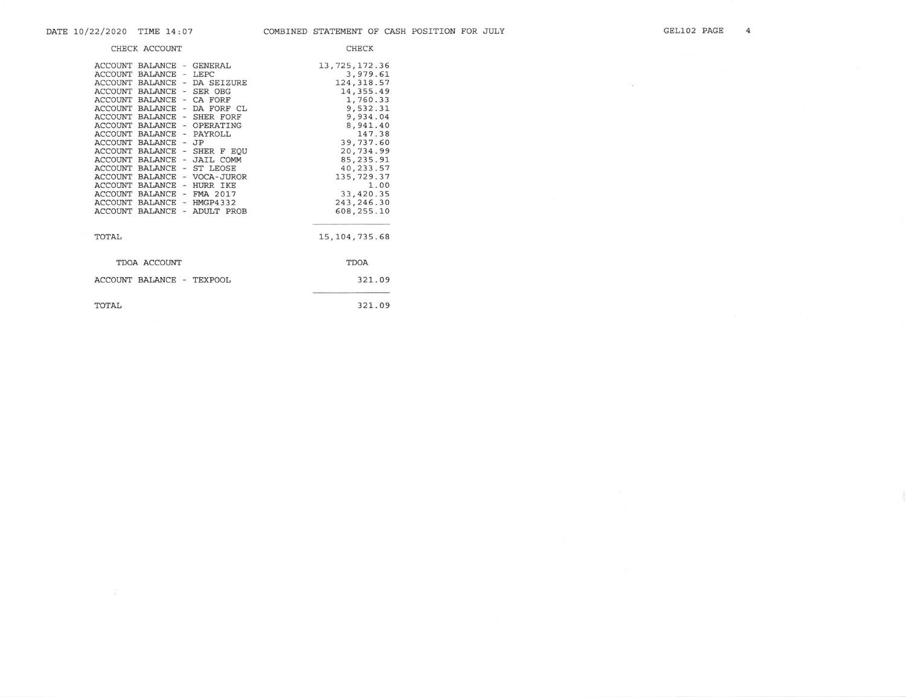DATE 10/22/2020 TIME 14:07

# COMBINED STATEMENT OF CASH POSITION FOR JULY

| CHECK ACCOUNT | CHECK |
|---|---|
| ACCOUNT BALANCE - GENERAL | 13,725,172.36 |
| ACCOUNT BALANCE - LEPC | 3,979.61 |
| ACCOUNT BALANCE - DA SEIZURE | 124,318.57 |
| ACCOUNT BALANCE - SER OBG | 14,355.49 |
| ACCOUNT BALANCE - CA FORF | 1,760.33 |
| ACCOUNT BALANCE - DA FORF CL | 9,532.31 |
| ACCOUNT BALANCE - SHER FORF | 9,934.04 |
| ACCOUNT BALANCE - OPERATING | 8,941.40 |
| ACCOUNT BALANCE - PAYROLL | 147.38 |
| ACCOUNT BALANCE - JP | 39,737.60 |
| ACCOUNT BALANCE - SHER F EQU | 20,734.99 |
| ACCOUNT BALANCE - JAIL COMM | 85,235.91 |
| ACCOUNT BALANCE - ST LEOSE | 40,233.57 |
| ACCOUNT BALANCE - VOCA-JUROR | 135,729.37 |
| ACCOUNT BALANCE - HURR IKE | 1.00 |
| ACCOUNT BALANCE - FMA 2017 | 33,420.35 |
| ACCOUNT BALANCE - HMGP4332 | 243,246.30 |
| ACCOUNT BALANCE - ADULT PROB | 608,255.10 |
| TOTAL | 15,104,735.68 |

| TDOA ACCOUNT | TDOA |
|---|---|
| ACCOUNT BALANCE - TEXPOOL | 321.09 |
| TOTAL | 321.09 |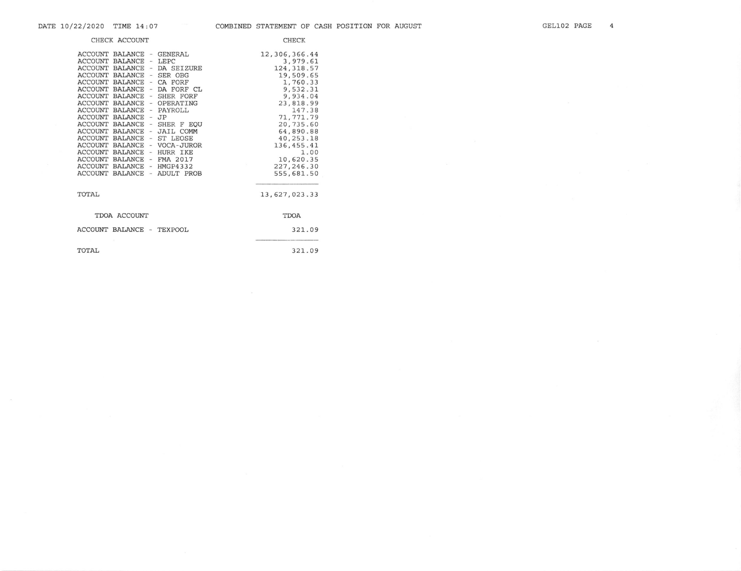# COMBINED STATEMENT OF CASH POSITION FOR AUGUST

DATE 10/22/2020 TIME 14:07

| CHECK ACCOUNT | CHECK |
|---|---|
| ACCOUNT BALANCE - GENERAL | 12,306,366.44 |
| ACCOUNT BALANCE - LEPC | 3,979.61 |
| ACCOUNT BALANCE - DA SEIZURE | 124,318.57 |
| ACCOUNT BALANCE - SER OBG | 19,509.65 |
| ACCOUNT BALANCE - CA FORF | 1,760.33 |
| ACCOUNT BALANCE - DA FORF CL | 9,532.31 |
| ACCOUNT BALANCE - SHER FORF | 9,934.04 |
| ACCOUNT BALANCE - OPERATING | 23,818.99 |
| ACCOUNT BALANCE - PAYROLL | 147.38 |
| ACCOUNT BALANCE - JP | 71,771.79 |
| ACCOUNT BALANCE - SHER F EQU | 20,735.60 |
| ACCOUNT BALANCE - JAIL COMM | 64,890.88 |
| ACCOUNT BALANCE - ST LEOSE | 40,253.18 |
| ACCOUNT BALANCE - VOCA-JUROR | 136,455.41 |
| ACCOUNT BALANCE - HURR IKE | 1.00 |
| ACCOUNT BALANCE - FMA 2017 | 10,620.35 |
| ACCOUNT BALANCE - HMGP4332 | 227,246.30 |
| ACCOUNT BALANCE - ADULT PROB | 555,681.50 |
| TOTAL | 13,627,023.33 |

| TDOA ACCOUNT | TDOA |
|---|---|
| ACCOUNT BALANCE - TEXPOOL | 321.09 |
| TOTAL | 321.09 |